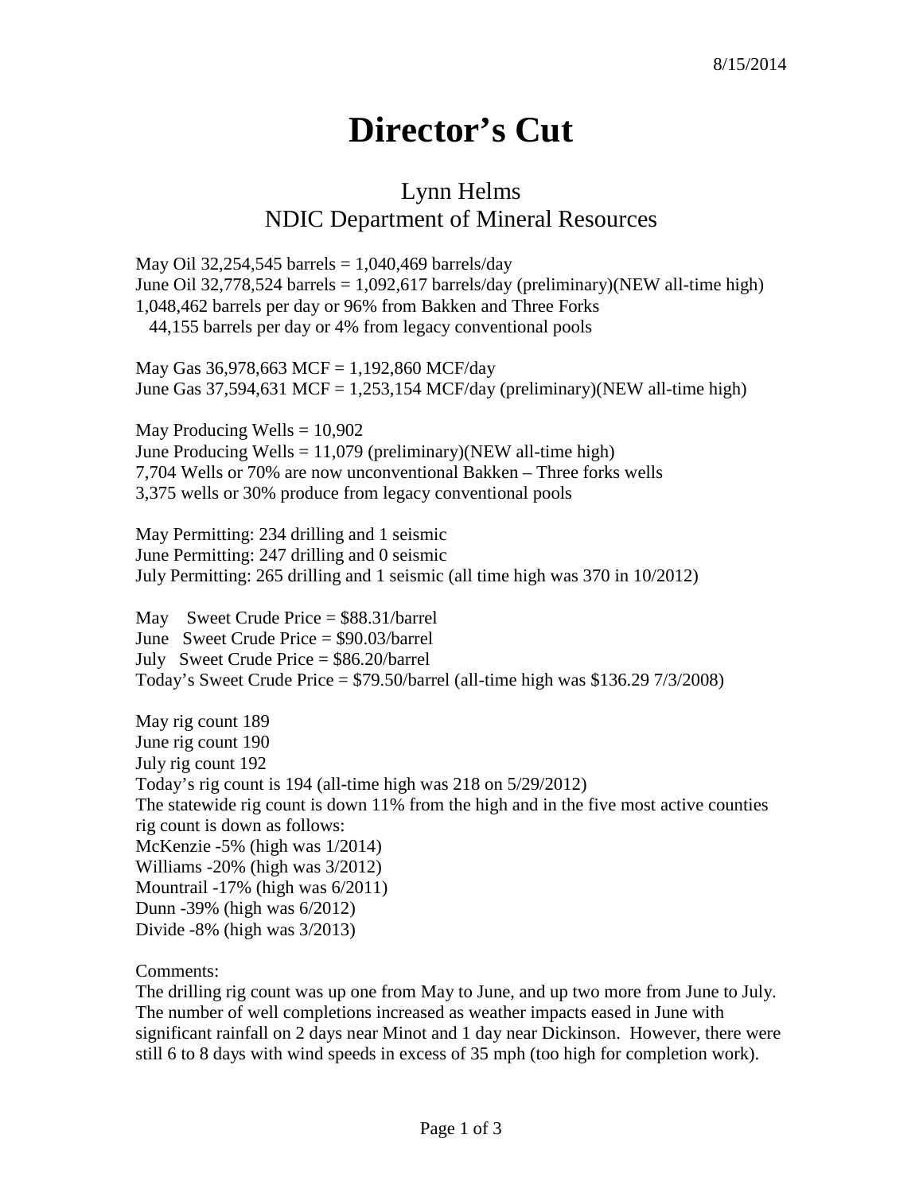8/15/2014

# Director's Cut

## Lynn Helms
## NDIC Department of Mineral Resources

May Oil 32,254,545 barrels = 1,040,469 barrels/day
June Oil 32,778,524 barrels = 1,092,617 barrels/day (preliminary)(NEW all-time high)
1,048,462 barrels per day or 96% from Bakken and Three Forks
44,155 barrels per day or 4% from legacy conventional pools

May Gas 36,978,663 MCF = 1,192,860 MCF/day
June Gas 37,594,631 MCF = 1,253,154 MCF/day (preliminary)(NEW all-time high)

May Producing Wells = 10,902
June Producing Wells = 11,079 (preliminary)(NEW all-time high)
7,704 Wells or 70% are now unconventional Bakken – Three forks wells
3,375 wells or 30% produce from legacy conventional pools

May Permitting: 234 drilling and 1 seismic
June Permitting: 247 drilling and 0 seismic
July Permitting: 265 drilling and 1 seismic (all time high was 370 in 10/2012)

May Sweet Crude Price = $88.31/barrel
June Sweet Crude Price = $90.03/barrel
July Sweet Crude Price = $86.20/barrel
Today's Sweet Crude Price = $79.50/barrel (all-time high was $136.29 7/3/2008)

May rig count 189
June rig count 190
July rig count 192
Today's rig count is 194 (all-time high was 218 on 5/29/2012)
The statewide rig count is down 11% from the high and in the five most active counties rig count is down as follows:
McKenzie -5% (high was 1/2014)
Williams -20% (high was 3/2012)
Mountrail -17% (high was 6/2011)
Dunn -39% (high was 6/2012)
Divide -8% (high was 3/2013)

Comments:
The drilling rig count was up one from May to June, and up two more from June to July. The number of well completions increased as weather impacts eased in June with significant rainfall on 2 days near Minot and 1 day near Dickinson. However, there were still 6 to 8 days with wind speeds in excess of 35 mph (too high for completion work).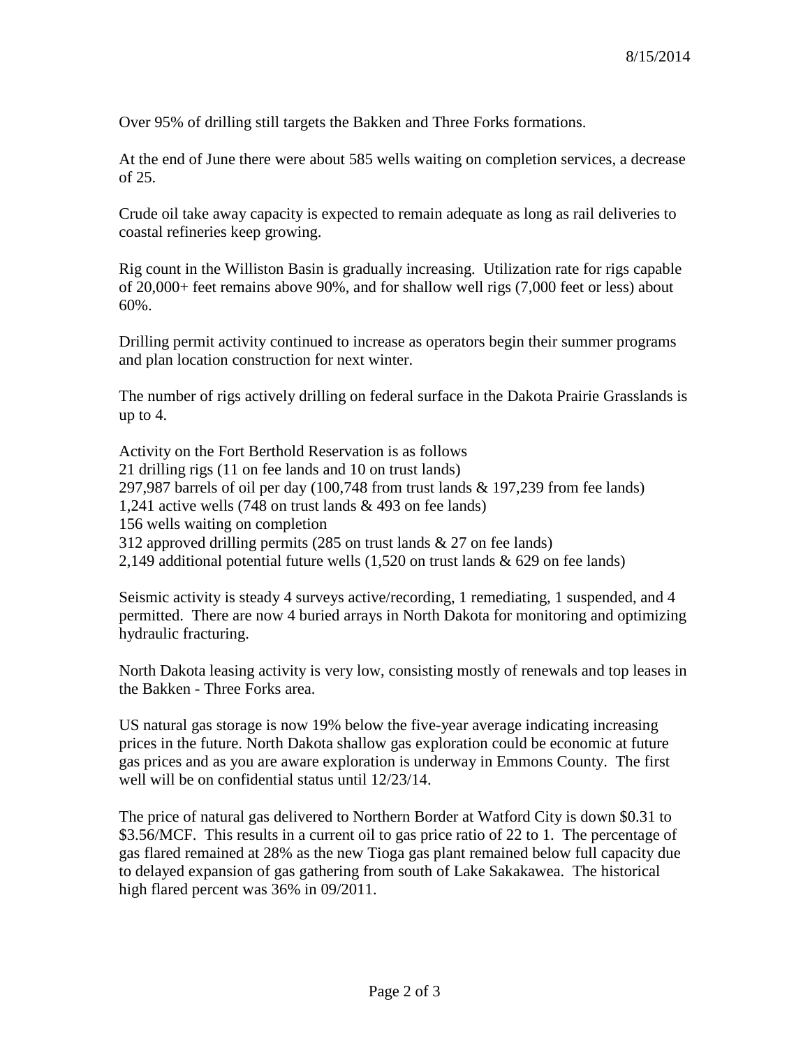8/15/2014

Over 95% of drilling still targets the Bakken and Three Forks formations.

At the end of June there were about 585 wells waiting on completion services, a decrease of 25.

Crude oil take away capacity is expected to remain adequate as long as rail deliveries to coastal refineries keep growing.

Rig count in the Williston Basin is gradually increasing. Utilization rate for rigs capable of 20,000+ feet remains above 90%, and for shallow well rigs (7,000 feet or less) about 60%.

Drilling permit activity continued to increase as operators begin their summer programs and plan location construction for next winter.

The number of rigs actively drilling on federal surface in the Dakota Prairie Grasslands is up to 4.

Activity on the Fort Berthold Reservation is as follows
21 drilling rigs (11 on fee lands and 10 on trust lands)
297,987 barrels of oil per day (100,748 from trust lands & 197,239 from fee lands)
1,241 active wells (748 on trust lands & 493 on fee lands)
156 wells waiting on completion
312 approved drilling permits (285 on trust lands & 27 on fee lands)
2,149 additional potential future wells (1,520 on trust lands & 629 on fee lands)

Seismic activity is steady 4 surveys active/recording, 1 remediating, 1 suspended, and 4 permitted. There are now 4 buried arrays in North Dakota for monitoring and optimizing hydraulic fracturing.

North Dakota leasing activity is very low, consisting mostly of renewals and top leases in the Bakken - Three Forks area.

US natural gas storage is now 19% below the five-year average indicating increasing prices in the future. North Dakota shallow gas exploration could be economic at future gas prices and as you are aware exploration is underway in Emmons County. The first well will be on confidential status until 12/23/14.

The price of natural gas delivered to Northern Border at Watford City is down $0.31 to $3.56/MCF. This results in a current oil to gas price ratio of 22 to 1. The percentage of gas flared remained at 28% as the new Tioga gas plant remained below full capacity due to delayed expansion of gas gathering from south of Lake Sakakawea. The historical high flared percent was 36% in 09/2011.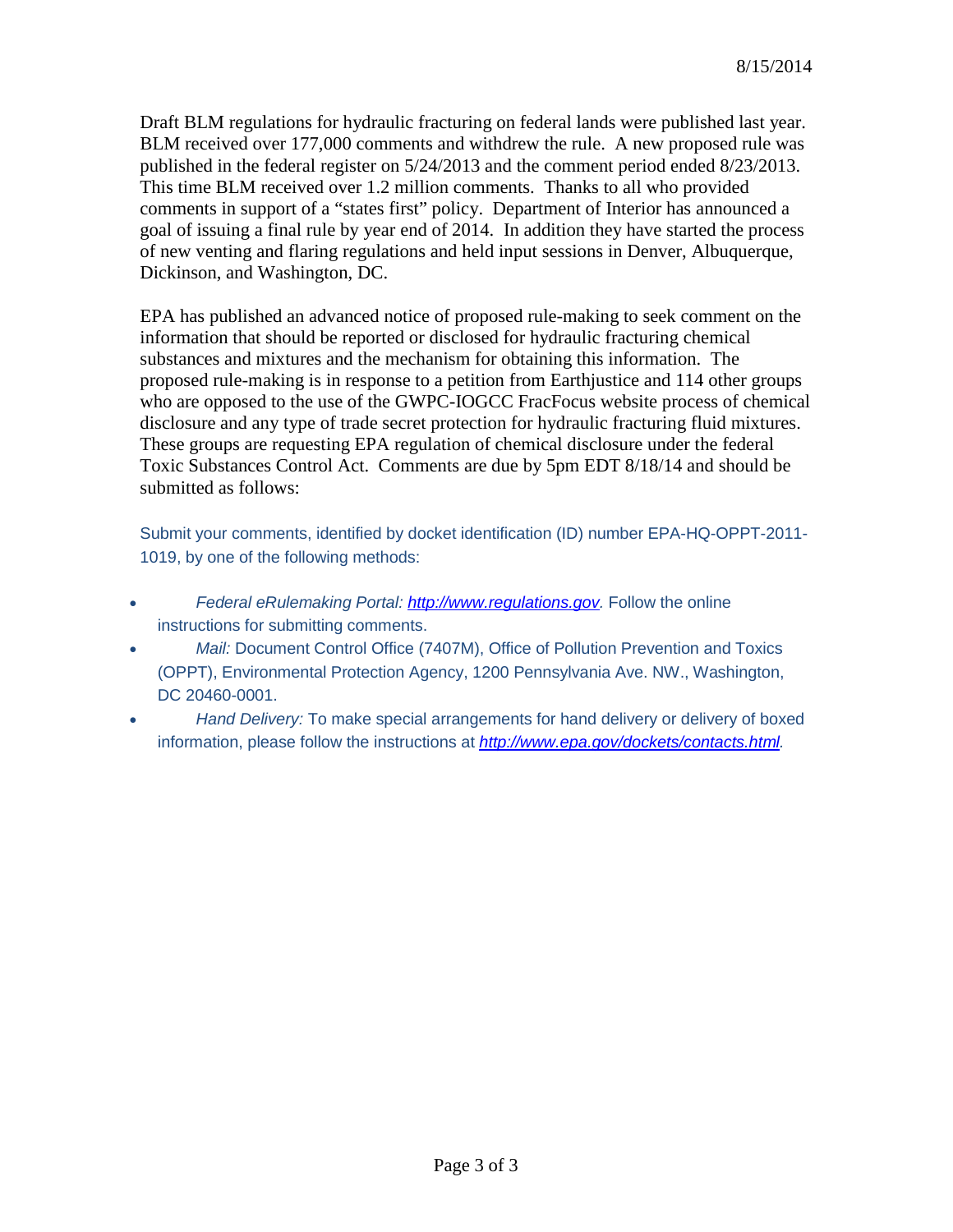Draft BLM regulations for hydraulic fracturing on federal lands were published last year. BLM received over 177,000 comments and withdrew the rule. A new proposed rule was published in the federal register on 5/24/2013 and the comment period ended 8/23/2013. This time BLM received over 1.2 million comments. Thanks to all who provided comments in support of a "states first" policy. Department of Interior has announced a goal of issuing a final rule by year end of 2014. In addition they have started the process of new venting and flaring regulations and held input sessions in Denver, Albuquerque, Dickinson, and Washington, DC.

EPA has published an advanced notice of proposed rule-making to seek comment on the information that should be reported or disclosed for hydraulic fracturing chemical substances and mixtures and the mechanism for obtaining this information. The proposed rule-making is in response to a petition from Earthjustice and 114 other groups who are opposed to the use of the GWPC-IOGCC FracFocus website process of chemical disclosure and any type of trade secret protection for hydraulic fracturing fluid mixtures. These groups are requesting EPA regulation of chemical disclosure under the federal Toxic Substances Control Act. Comments are due by 5pm EDT 8/18/14 and should be submitted as follows:

Submit your comments, identified by docket identification (ID) number EPA-HQ-OPPT-2011-1019, by one of the following methods:

- *Federal eRulemaking Portal: http://www.regulations.gov.* Follow the online instructions for submitting comments.
- *Mail:* Document Control Office (7407M), Office of Pollution Prevention and Toxics (OPPT), Environmental Protection Agency, 1200 Pennsylvania Ave. NW., Washington, DC 20460-0001.
- *Hand Delivery:* To make special arrangements for hand delivery or delivery of boxed information, please follow the instructions at *http://www.epa.gov/dockets/contacts.html.*